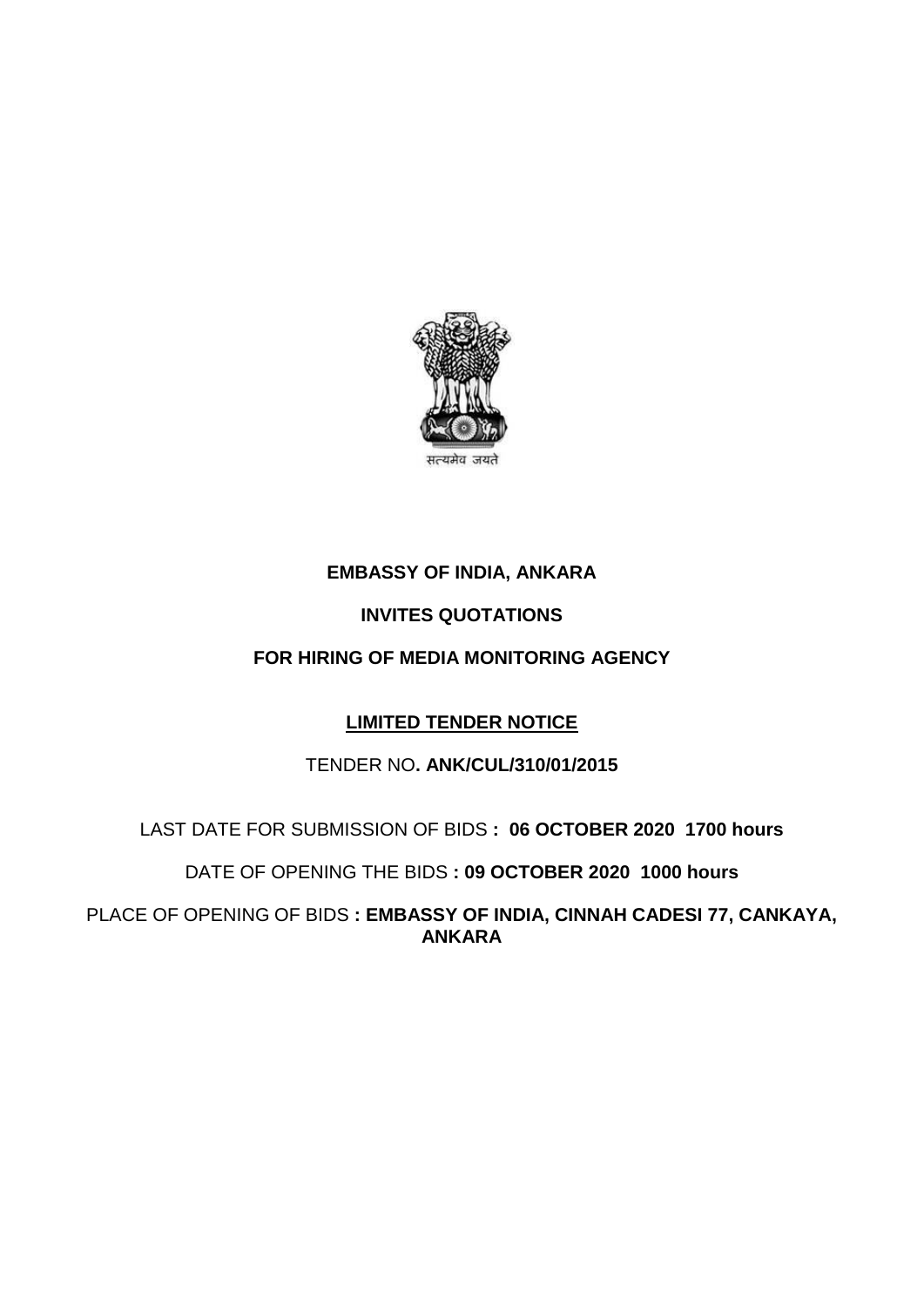सत्यमेव जयते

**EMBASSY OF INDIA, ANKARA**

**INVITES QUOTATIONS**

**FOR HIRING OF MEDIA MONITORING AGENCY**

**LIMITED TENDER NOTICE**

TENDER NO**. ANK/CUL/310/01/2015**

LAST DATE FOR SUBMISSION OF BIDS **: 06 OCTOBER 2020 1700 hours**

DATE OF OPENING THE BIDS **: 09 OCTOBER 2020 1000 hours**

PLACE OF OPENING OF BIDS **: EMBASSY OF INDIA, CINNAH CADESI 77, CANKAYA, ANKARA**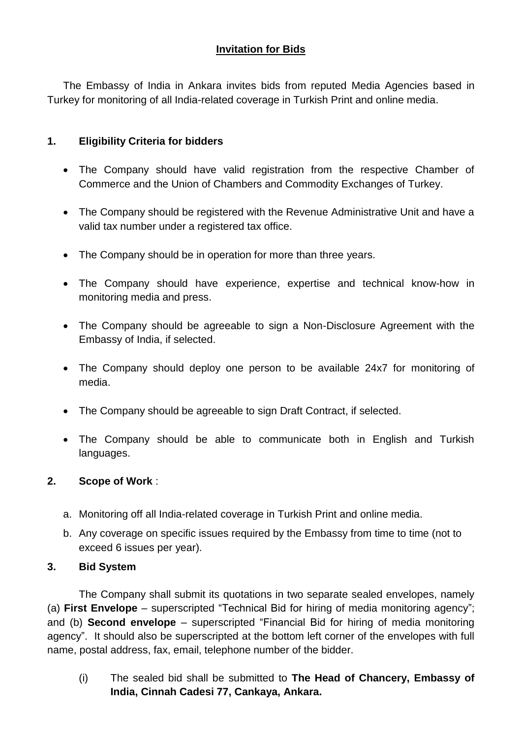**Invitation for Bids**

The Embassy of India in Ankara invites bids from reputed Media Agencies based in Turkey for monitoring of all India-related coverage in Turkish Print and online media.

**1. Eligibility Criteria for bidders**

- The Company should have valid registration from the respective Chamber of Commerce and the Union of Chambers and Commodity Exchanges of Turkey.
- The Company should be registered with the Revenue Administrative Unit and have a valid tax number under a registered tax office.
- The Company should be in operation for more than three years.
- The Company should have experience, expertise and technical know-how in monitoring media and press.
- The Company should be agreeable to sign a Non-Disclosure Agreement with the Embassy of India, if selected.
- The Company should deploy one person to be available 24x7 for monitoring of media.
- The Company should be agreeable to sign Draft Contract, if selected.
- The Company should be able to communicate both in English and Turkish languages.

**2. Scope of Work** :

a. Monitoring off all India-related coverage in Turkish Print and online media.

b. Any coverage on specific issues required by the Embassy from time to time (not to exceed 6 issues per year).

**3. Bid System**

The Company shall submit its quotations in two separate sealed envelopes, namely (a) **First Envelope** – superscripted "Technical Bid for hiring of media monitoring agency"; and (b) **Second envelope** – superscripted "Financial Bid for hiring of media monitoring agency". It should also be superscripted at the bottom left corner of the envelopes with full name, postal address, fax, email, telephone number of the bidder.

(i) The sealed bid shall be submitted to **The Head of Chancery, Embassy of India, Cinnah Cadesi 77, Cankaya, Ankara.**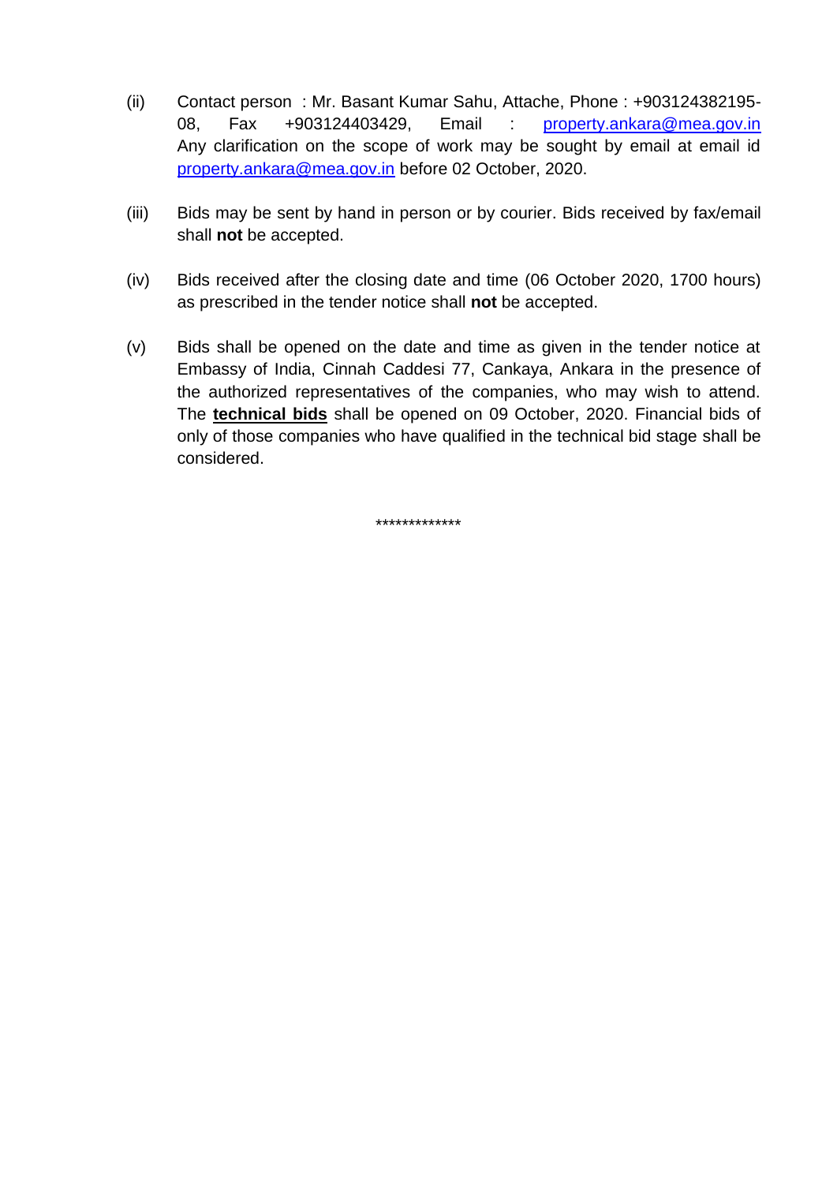(ii) Contact person : Mr. Basant Kumar Sahu, Attache, Phone : +903124382195-08, Fax +903124403429, Email : property.ankara@mea.gov.in Any clarification on the scope of work may be sought by email at email id property.ankara@mea.gov.in before 02 October, 2020.

(iii) Bids may be sent by hand in person or by courier. Bids received by fax/email shall **not** be accepted.

(iv) Bids received after the closing date and time (06 October 2020, 1700 hours) as prescribed in the tender notice shall **not** be accepted.

(v) Bids shall be opened on the date and time as given in the tender notice at Embassy of India, Cinnah Caddesi 77, Cankaya, Ankara in the presence of the authorized representatives of the companies, who may wish to attend. The **technical bids** shall be opened on 09 October, 2020. Financial bids of only of those companies who have qualified in the technical bid stage shall be considered.

*************